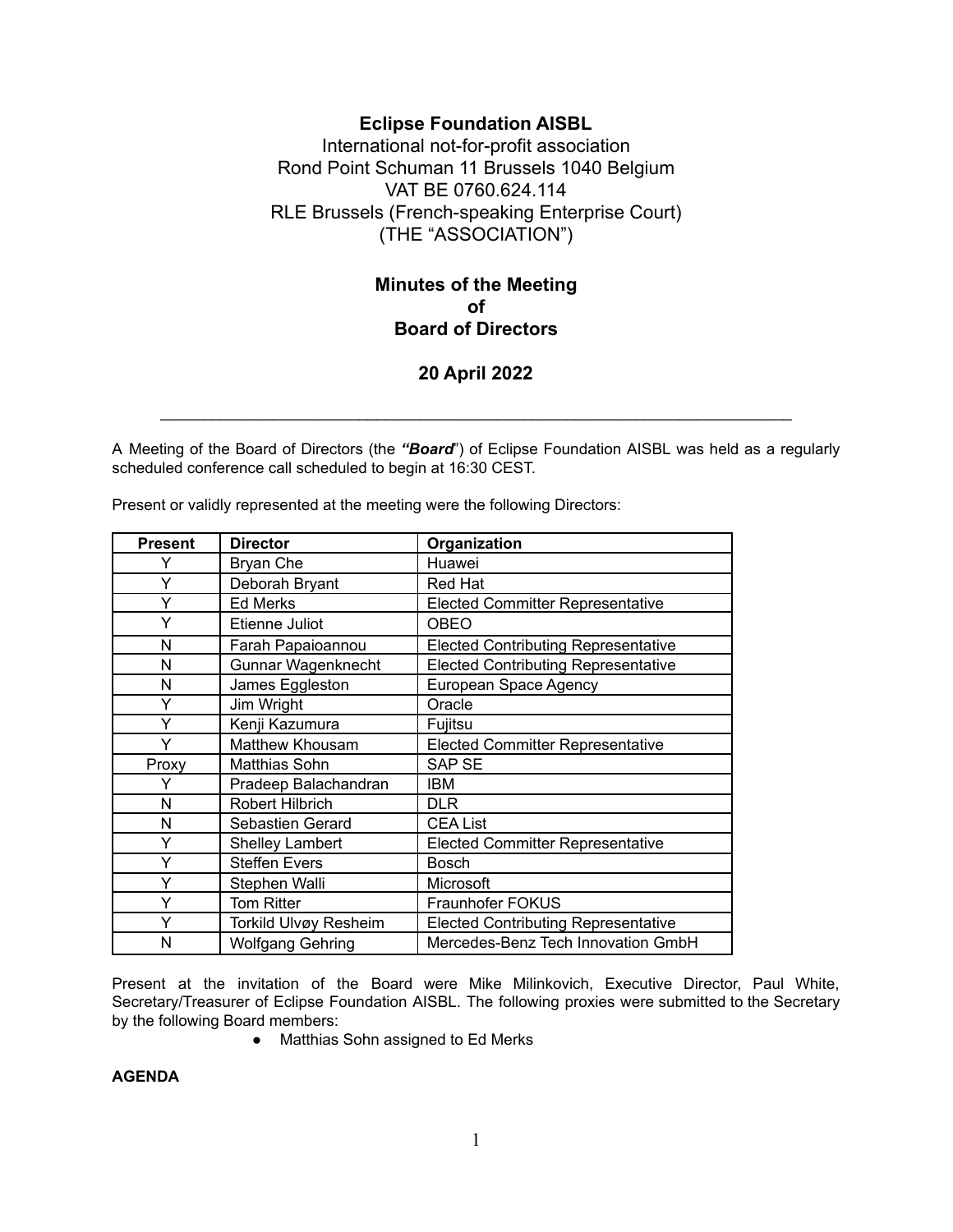**Eclipse Foundation AISBL**

International not-for-profit association
Rond Point Schuman 11 Brussels 1040 Belgium
VAT BE 0760.624.114
RLE Brussels (French-speaking Enterprise Court)
(THE "ASSOCIATION")

**Minutes of the Meeting of Board of Directors**

**20 April 2022**

---

A Meeting of the Board of Directors (the ***"Board"***) of Eclipse Foundation AISBL was held as a regularly scheduled conference call scheduled to begin at 16:30 CEST.

Present or validly represented at the meeting were the following Directors:

| Present | Director | Organization |
|---|---|---|
| Y | Bryan Che | Huawei |
| Y | Deborah Bryant | Red Hat |
| Y | Ed Merks | Elected Committer Representative |
| Y | Etienne Juliot | OBEO |
| N | Farah Papaioannou | Elected Contributing Representative |
| N | Gunnar Wagenknecht | Elected Contributing Representative |
| N | James Eggleston | European Space Agency |
| Y | Jim Wright | Oracle |
| Y | Kenji Kazumura | Fujitsu |
| Y | Matthew Khousam | Elected Committer Representative |
| Proxy | Matthias Sohn | SAP SE |
| Y | Pradeep Balachandran | IBM |
| N | Robert Hilbrich | DLR |
| N | Sebastien Gerard | CEA List |
| Y | Shelley Lambert | Elected Committer Representative |
| Y | Steffen Evers | Bosch |
| Y | Stephen Walli | Microsoft |
| Y | Tom Ritter | Fraunhofer FOKUS |
| Y | Torkild Ulvøy Resheim | Elected Contributing Representative |
| N | Wolfgang Gehring | Mercedes-Benz Tech Innovation GmbH |

Present at the invitation of the Board were Mike Milinkovich, Executive Director, Paul White, Secretary/Treasurer of Eclipse Foundation AISBL. The following proxies were submitted to the Secretary by the following Board members:

- Matthias Sohn assigned to Ed Merks

**AGENDA**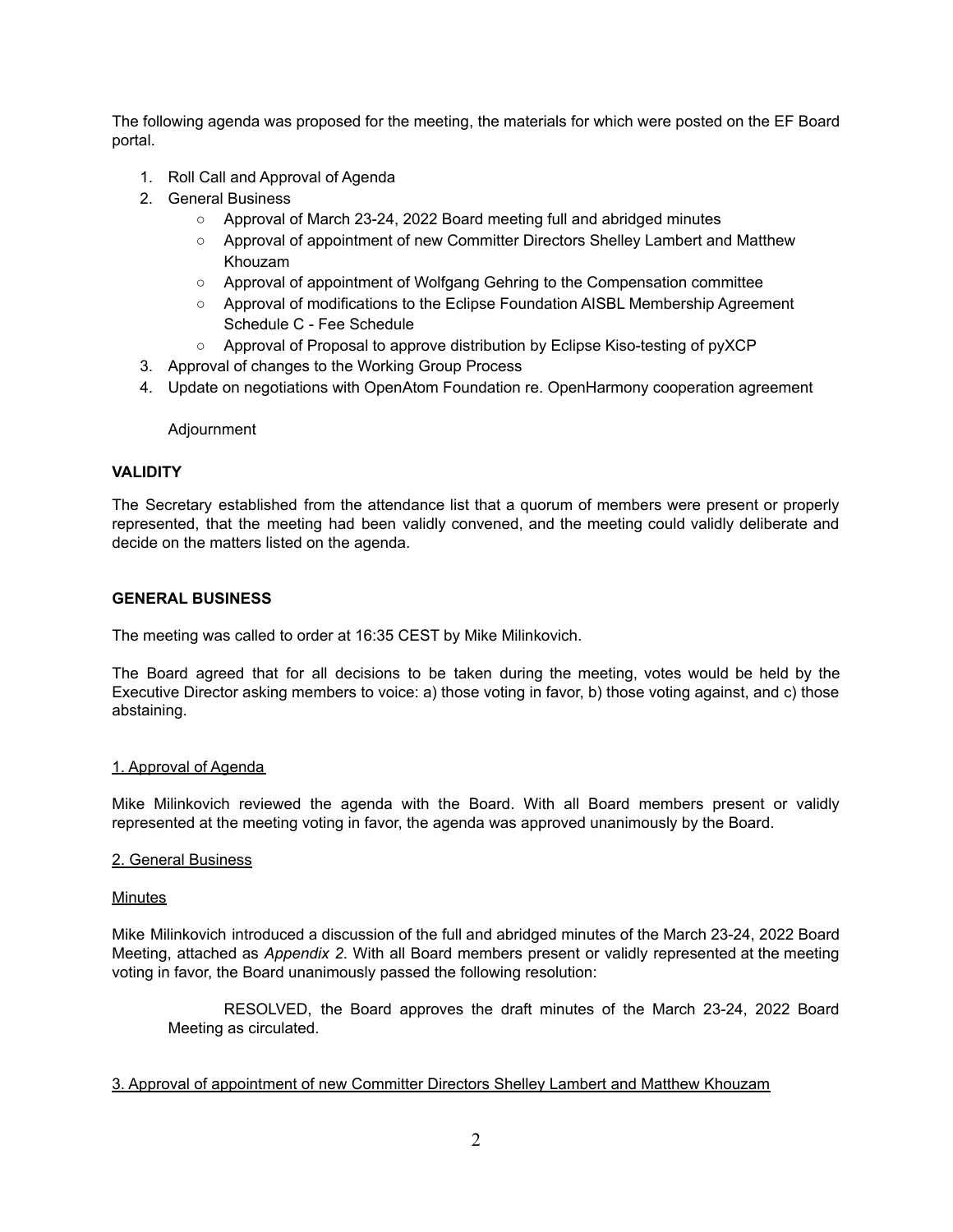The following agenda was proposed for the meeting, the materials for which were posted on the EF Board portal.

1. Roll Call and Approval of Agenda
2. General Business
   - Approval of March 23-24, 2022 Board meeting full and abridged minutes
   - Approval of appointment of new Committer Directors Shelley Lambert and Matthew Khouzam
   - Approval of appointment of Wolfgang Gehring to the Compensation committee
   - Approval of modifications to the Eclipse Foundation AISBL Membership Agreement Schedule C - Fee Schedule
   - Approval of Proposal to approve distribution by Eclipse Kiso-testing of pyXCP
3. Approval of changes to the Working Group Process
4. Update on negotiations with OpenAtom Foundation re. OpenHarmony cooperation agreement

   Adjournment

**VALIDITY**

The Secretary established from the attendance list that a quorum of members were present or properly represented, that the meeting had been validly convened, and the meeting could validly deliberate and decide on the matters listed on the agenda.

**GENERAL BUSINESS**

The meeting was called to order at 16:35 CEST by Mike Milinkovich.

The Board agreed that for all decisions to be taken during the meeting, votes would be held by the Executive Director asking members to voice: a) those voting in favor, b) those voting against, and c) those abstaining.

<u>1. Approval of Agenda</u>

Mike Milinkovich reviewed the agenda with the Board. With all Board members present or validly represented at the meeting voting in favor, the agenda was approved unanimously by the Board.

<u>2. General Business</u>

<u>Minutes</u>

Mike Milinkovich introduced a discussion of the full and abridged minutes of the March 23-24, 2022 Board Meeting, attached as *Appendix 2*. With all Board members present or validly represented at the meeting voting in favor, the Board unanimously passed the following resolution:

> RESOLVED, the Board approves the draft minutes of the March 23-24, 2022 Board Meeting as circulated.

<u>3. Approval of appointment of new Committer Directors Shelley Lambert and Matthew Khouzam</u>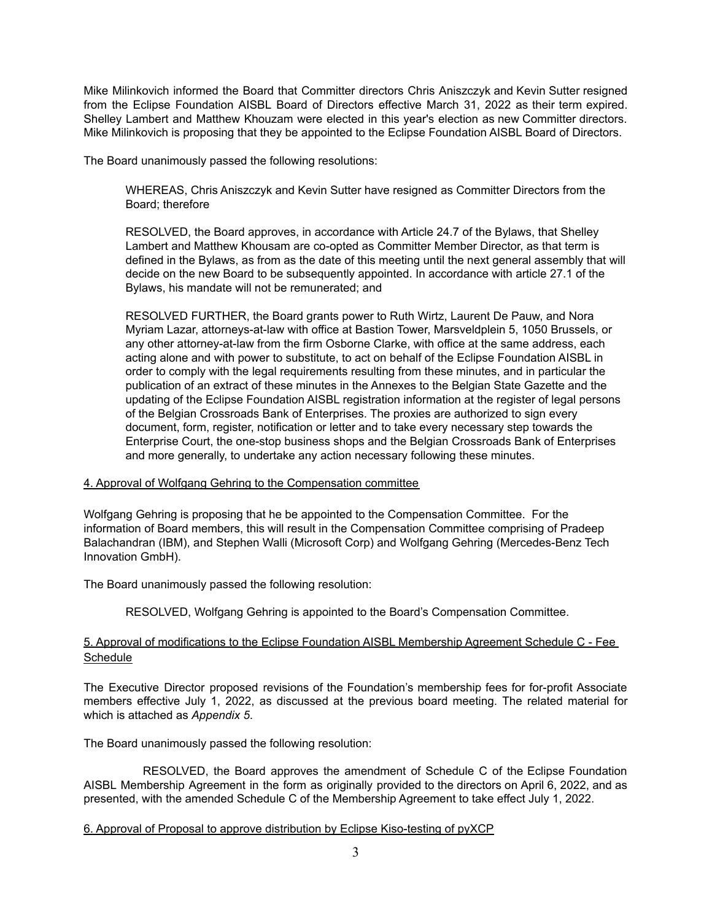Mike Milinkovich informed the Board that Committer directors Chris Aniszczyk and Kevin Sutter resigned from the Eclipse Foundation AISBL Board of Directors effective March 31, 2022 as their term expired. Shelley Lambert and Matthew Khouzam were elected in this year's election as new Committer directors. Mike Milinkovich is proposing that they be appointed to the Eclipse Foundation AISBL Board of Directors.

The Board unanimously passed the following resolutions:

> WHEREAS, Chris Aniszczyk and Kevin Sutter have resigned as Committer Directors from the Board; therefore
>
> RESOLVED, the Board approves, in accordance with Article 24.7 of the Bylaws, that Shelley Lambert and Matthew Khousam are co-opted as Committer Member Director, as that term is defined in the Bylaws, as from as the date of this meeting until the next general assembly that will decide on the new Board to be subsequently appointed. In accordance with article 27.1 of the Bylaws, his mandate will not be remunerated; and
>
> RESOLVED FURTHER, the Board grants power to Ruth Wirtz, Laurent De Pauw, and Nora Myriam Lazar, attorneys-at-law with office at Bastion Tower, Marsveldplein 5, 1050 Brussels, or any other attorney-at-law from the firm Osborne Clarke, with office at the same address, each acting alone and with power to substitute, to act on behalf of the Eclipse Foundation AISBL in order to comply with the legal requirements resulting from these minutes, and in particular the publication of an extract of these minutes in the Annexes to the Belgian State Gazette and the updating of the Eclipse Foundation AISBL registration information at the register of legal persons of the Belgian Crossroads Bank of Enterprises. The proxies are authorized to sign every document, form, register, notification or letter and to take every necessary step towards the Enterprise Court, the one-stop business shops and the Belgian Crossroads Bank of Enterprises and more generally, to undertake any action necessary following these minutes.

4. Approval of Wolfgang Gehring to the Compensation committee

Wolfgang Gehring is proposing that he be appointed to the Compensation Committee. For the information of Board members, this will result in the Compensation Committee comprising of Pradeep Balachandran (IBM), and Stephen Walli (Microsoft Corp) and Wolfgang Gehring (Mercedes-Benz Tech Innovation GmbH).

The Board unanimously passed the following resolution:

> RESOLVED, Wolfgang Gehring is appointed to the Board's Compensation Committee.

5. Approval of modifications to the Eclipse Foundation AISBL Membership Agreement Schedule C - Fee Schedule

The Executive Director proposed revisions of the Foundation's membership fees for for-profit Associate members effective July 1, 2022, as discussed at the previous board meeting. The related material for which is attached as *Appendix 5*.

The Board unanimously passed the following resolution:

> RESOLVED, the Board approves the amendment of Schedule C of the Eclipse Foundation AISBL Membership Agreement in the form as originally provided to the directors on April 6, 2022, and as presented, with the amended Schedule C of the Membership Agreement to take effect July 1, 2022.

6. Approval of Proposal to approve distribution by Eclipse Kiso-testing of pyXCP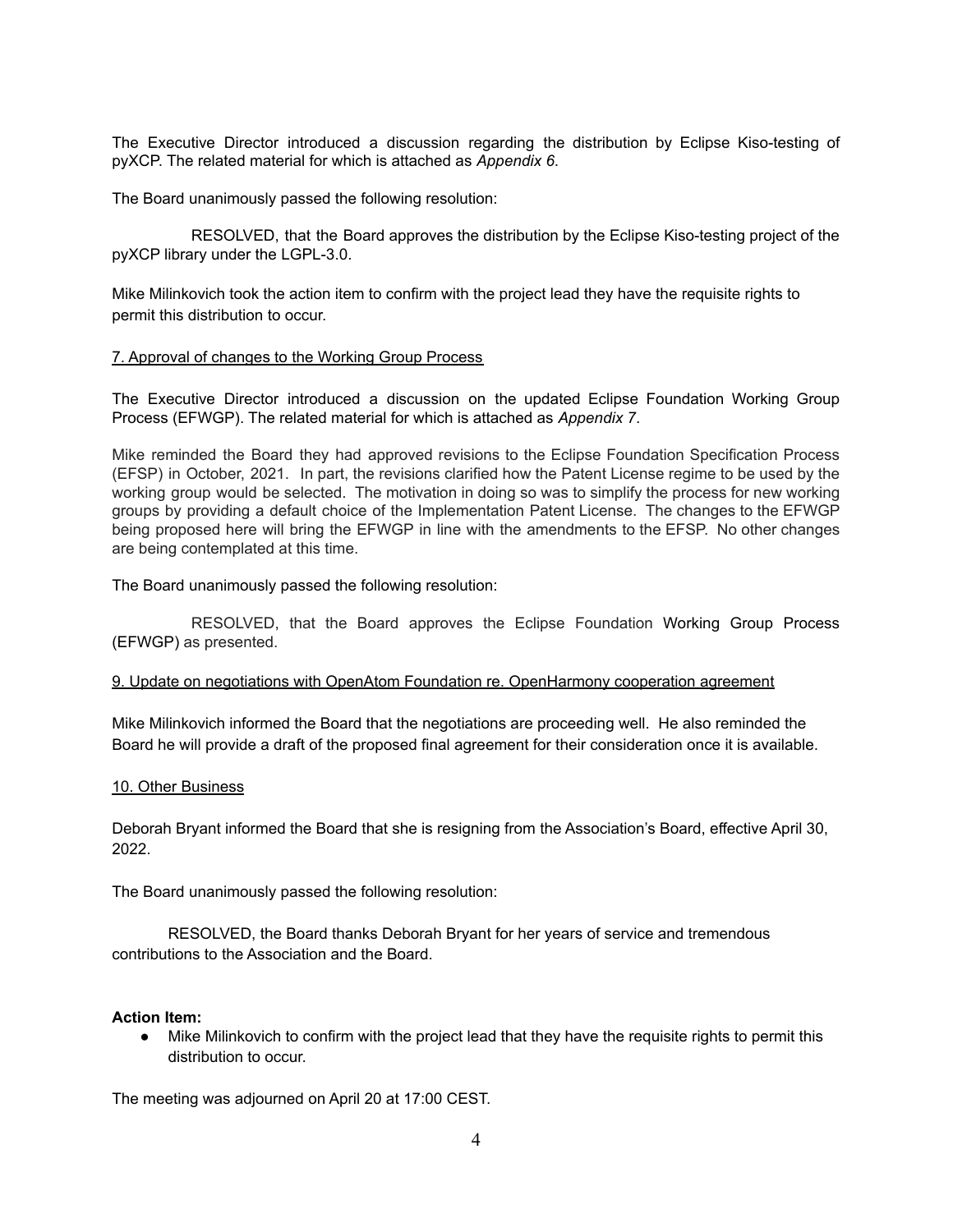The Executive Director introduced a discussion regarding the distribution by Eclipse Kiso-testing of pyXCP. The related material for which is attached as *Appendix 6*.

The Board unanimously passed the following resolution:

> RESOLVED, that the Board approves the distribution by the Eclipse Kiso-testing project of the pyXCP library under the LGPL-3.0.

Mike Milinkovich took the action item to confirm with the project lead they have the requisite rights to permit this distribution to occur.

7. Approval of changes to the Working Group Process

The Executive Director introduced a discussion on the updated Eclipse Foundation Working Group Process (EFWGP). The related material for which is attached as *Appendix 7*.

Mike reminded the Board they had approved revisions to the Eclipse Foundation Specification Process (EFSP) in October, 2021. In part, the revisions clarified how the Patent License regime to be used by the working group would be selected. The motivation in doing so was to simplify the process for new working groups by providing a default choice of the Implementation Patent License. The changes to the EFWGP being proposed here will bring the EFWGP in line with the amendments to the EFSP. No other changes are being contemplated at this time.

The Board unanimously passed the following resolution:

> RESOLVED, that the Board approves the Eclipse Foundation Working Group Process (EFWGP) as presented.

9. Update on negotiations with OpenAtom Foundation re. OpenHarmony cooperation agreement

Mike Milinkovich informed the Board that the negotiations are proceeding well. He also reminded the Board he will provide a draft of the proposed final agreement for their consideration once it is available.

10. Other Business

Deborah Bryant informed the Board that she is resigning from the Association's Board, effective April 30, 2022.

The Board unanimously passed the following resolution:

> RESOLVED, the Board thanks Deborah Bryant for her years of service and tremendous contributions to the Association and the Board.

**Action Item:**

- Mike Milinkovich to confirm with the project lead that they have the requisite rights to permit this distribution to occur.

The meeting was adjourned on April 20 at 17:00 CEST.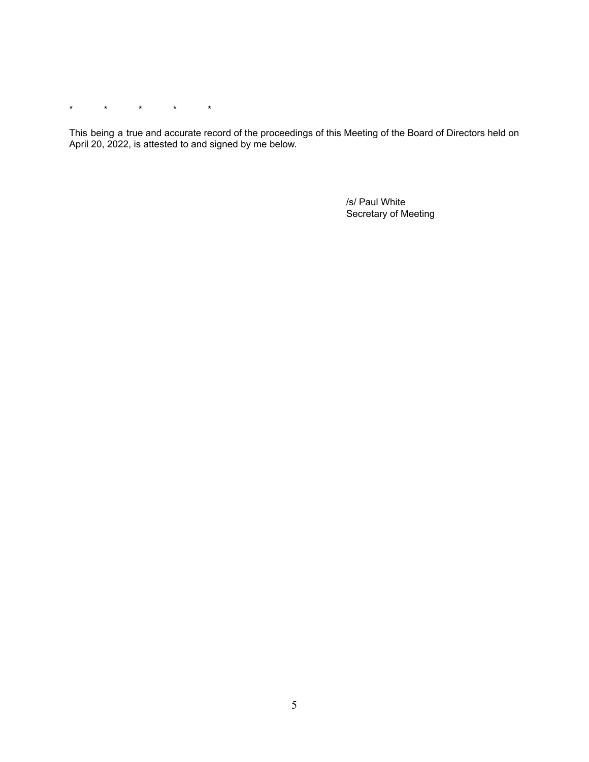\*     \*     \*     \*     \*

This being a true and accurate record of the proceedings of this Meeting of the Board of Directors held on April 20, 2022, is attested to and signed by me below.

/s/ Paul White
Secretary of Meeting